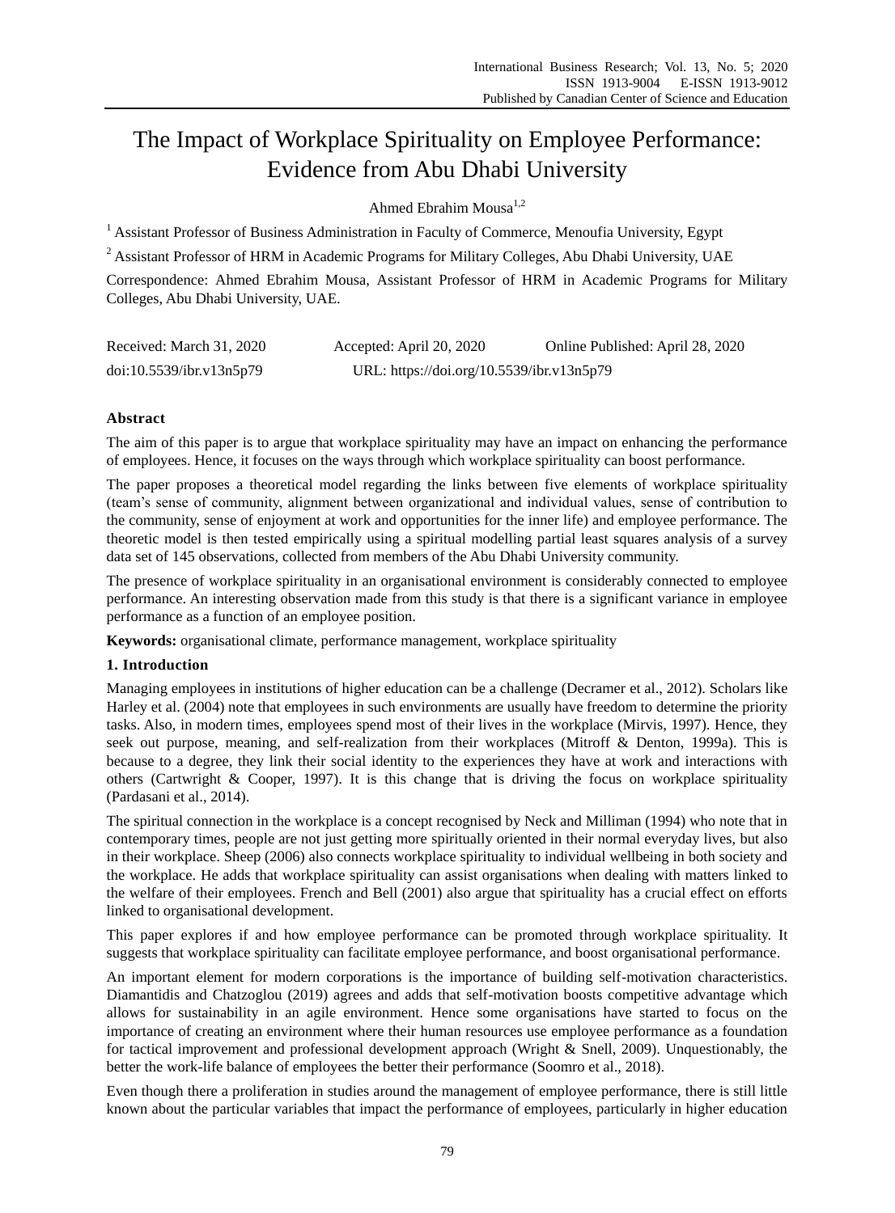# The Impact of Workplace Spirituality on Employee Performance: Evidence from Abu Dhabi University

Ahmed Ebrahim Mousa[1,2]

[1] Assistant Professor of Business Administration in Faculty of Commerce, Menoufia University, Egypt

[2] Assistant Professor of HRM in Academic Programs for Military Colleges, Abu Dhabi University, UAE

Correspondence: Ahmed Ebrahim Mousa, Assistant Professor of HRM in Academic Programs for Military Colleges, Abu Dhabi University, UAE.

Received: March 31, 2020 Accepted: April 20, 2020 Online Published: April 28, 2020

doi:10.5539/ibr.v13n5p79 URL: https://doi.org/10.5539/ibr.v13n5p79

## Abstract

The aim of this paper is to argue that workplace spirituality may have an impact on enhancing the performance of employees. Hence, it focuses on the ways through which workplace spirituality can boost performance.

The paper proposes a theoretical model regarding the links between five elements of workplace spirituality (team's sense of community, alignment between organizational and individual values, sense of contribution to the community, sense of enjoyment at work and opportunities for the inner life) and employee performance. The theoretic model is then tested empirically using a spiritual modelling partial least squares analysis of a survey data set of 145 observations, collected from members of the Abu Dhabi University community.

The presence of workplace spirituality in an organisational environment is considerably connected to employee performance. An interesting observation made from this study is that there is a significant variance in employee performance as a function of an employee position.

**Keywords:** organisational climate, performance management, workplace spirituality

## 1. Introduction

Managing employees in institutions of higher education can be a challenge (Decramer et al., 2012). Scholars like Harley et al. (2004) note that employees in such environments are usually have freedom to determine the priority tasks. Also, in modern times, employees spend most of their lives in the workplace (Mirvis, 1997). Hence, they seek out purpose, meaning, and self-realization from their workplaces (Mitroff & Denton, 1999a). This is because to a degree, they link their social identity to the experiences they have at work and interactions with others (Cartwright & Cooper, 1997). It is this change that is driving the focus on workplace spirituality (Pardasani et al., 2014).

The spiritual connection in the workplace is a concept recognised by Neck and Milliman (1994) who note that in contemporary times, people are not just getting more spiritually oriented in their normal everyday lives, but also in their workplace. Sheep (2006) also connects workplace spirituality to individual wellbeing in both society and the workplace. He adds that workplace spirituality can assist organisations when dealing with matters linked to the welfare of their employees. French and Bell (2001) also argue that spirituality has a crucial effect on efforts linked to organisational development.

This paper explores if and how employee performance can be promoted through workplace spirituality. It suggests that workplace spirituality can facilitate employee performance, and boost organisational performance.

An important element for modern corporations is the importance of building self-motivation characteristics. Diamantidis and Chatzoglou (2019) agrees and adds that self-motivation boosts competitive advantage which allows for sustainability in an agile environment. Hence some organisations have started to focus on the importance of creating an environment where their human resources use employee performance as a foundation for tactical improvement and professional development approach (Wright & Snell, 2009). Unquestionably, the better the work-life balance of employees the better their performance (Soomro et al., 2018).

Even though there a proliferation in studies around the management of employee performance, there is still little known about the particular variables that impact the performance of employees, particularly in higher education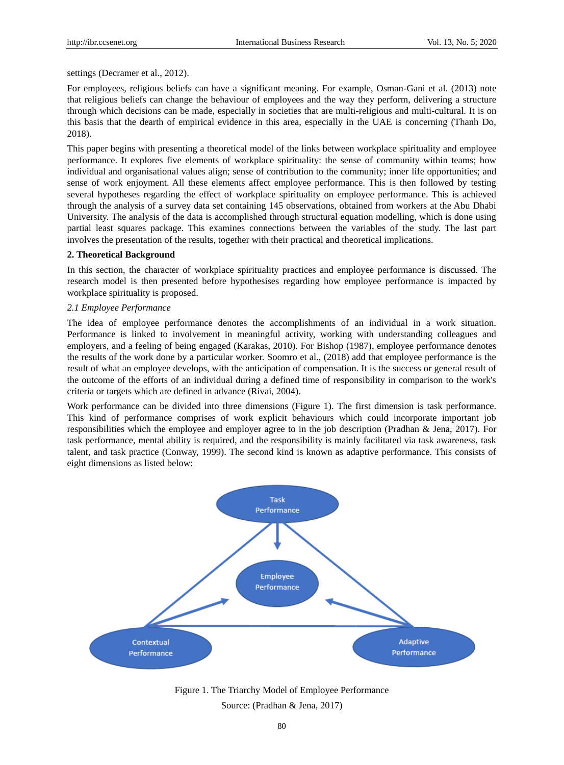settings (Decramer et al., 2012).

For employees, religious beliefs can have a significant meaning. For example, Osman-Gani et al. (2013) note that religious beliefs can change the behaviour of employees and the way they perform, delivering a structure through which decisions can be made, especially in societies that are multi-religious and multi-cultural. It is on this basis that the dearth of empirical evidence in this area, especially in the UAE is concerning (Thanh Do, 2018).

This paper begins with presenting a theoretical model of the links between workplace spirituality and employee performance. It explores five elements of workplace spirituality: the sense of community within teams; how individual and organisational values align; sense of contribution to the community; inner life opportunities; and sense of work enjoyment. All these elements affect employee performance. This is then followed by testing several hypotheses regarding the effect of workplace spirituality on employee performance. This is achieved through the analysis of a survey data set containing 145 observations, obtained from workers at the Abu Dhabi University. The analysis of the data is accomplished through structural equation modelling, which is done using partial least squares package. This examines connections between the variables of the study. The last part involves the presentation of the results, together with their practical and theoretical implications.

## 2. Theoretical Background

In this section, the character of workplace spirituality practices and employee performance is discussed. The research model is then presented before hypothesises regarding how employee performance is impacted by workplace spirituality is proposed.

### *2.1 Employee Performance*

The idea of employee performance denotes the accomplishments of an individual in a work situation. Performance is linked to involvement in meaningful activity, working with understanding colleagues and employers, and a feeling of being engaged (Karakas, 2010). For Bishop (1987), employee performance denotes the results of the work done by a particular worker. Soomro et al., (2018) add that employee performance is the result of what an employee develops, with the anticipation of compensation. It is the success or general result of the outcome of the efforts of an individual during a defined time of responsibility in comparison to the work's criteria or targets which are defined in advance (Rivai, 2004).

Work performance can be divided into three dimensions (Figure 1). The first dimension is task performance. This kind of performance comprises of work explicit behaviours which could incorporate important job responsibilities which the employee and employer agree to in the job description (Pradhan & Jena, 2017). For task performance, mental ability is required, and the responsibility is mainly facilitated via task awareness, task talent, and task practice (Conway, 1999). The second kind is known as adaptive performance. This consists of eight dimensions as listed below:

Figure 1. The Triarchy Model of Employee Performance

Source: (Pradhan & Jena, 2017)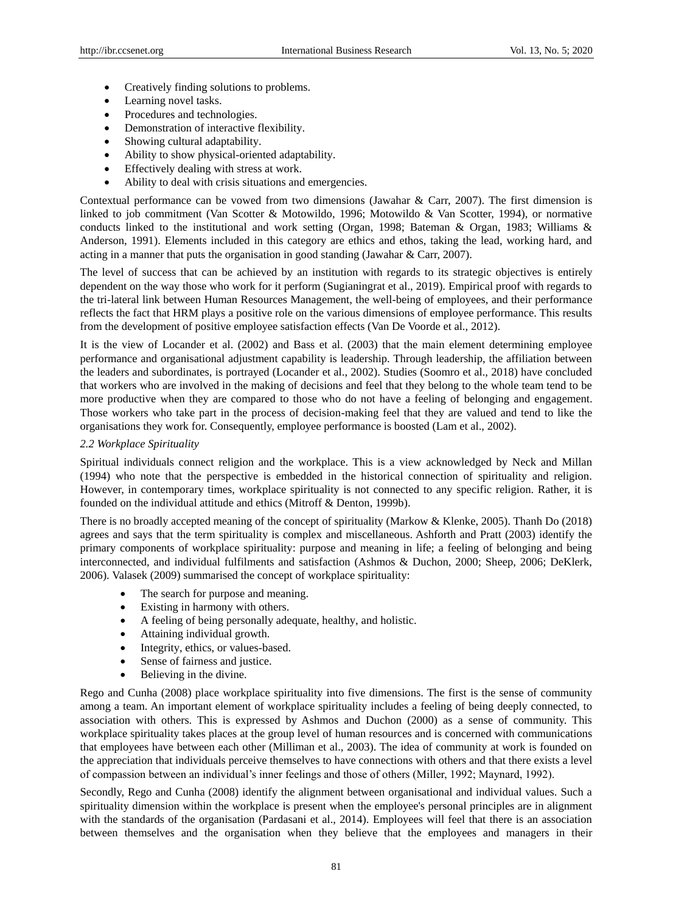- Creatively finding solutions to problems.
- Learning novel tasks.
- Procedures and technologies.
- Demonstration of interactive flexibility.
- Showing cultural adaptability.
- Ability to show physical-oriented adaptability.
- Effectively dealing with stress at work.
- Ability to deal with crisis situations and emergencies.

Contextual performance can be vowed from two dimensions (Jawahar & Carr, 2007). The first dimension is linked to job commitment (Van Scotter & Motowildo, 1996; Motowildo & Van Scotter, 1994), or normative conducts linked to the institutional and work setting (Organ, 1998; Bateman & Organ, 1983; Williams & Anderson, 1991). Elements included in this category are ethics and ethos, taking the lead, working hard, and acting in a manner that puts the organisation in good standing (Jawahar & Carr, 2007).

The level of success that can be achieved by an institution with regards to its strategic objectives is entirely dependent on the way those who work for it perform (Sugianingrat et al., 2019). Empirical proof with regards to the tri-lateral link between Human Resources Management, the well-being of employees, and their performance reflects the fact that HRM plays a positive role on the various dimensions of employee performance. This results from the development of positive employee satisfaction effects (Van De Voorde et al., 2012).

It is the view of Locander et al. (2002) and Bass et al. (2003) that the main element determining employee performance and organisational adjustment capability is leadership. Through leadership, the affiliation between the leaders and subordinates, is portrayed (Locander et al., 2002). Studies (Soomro et al., 2018) have concluded that workers who are involved in the making of decisions and feel that they belong to the whole team tend to be more productive when they are compared to those who do not have a feeling of belonging and engagement. Those workers who take part in the process of decision-making feel that they are valued and tend to like the organisations they work for. Consequently, employee performance is boosted (Lam et al., 2002).

### *2.2 Workplace Spirituality*

Spiritual individuals connect religion and the workplace. This is a view acknowledged by Neck and Millan (1994) who note that the perspective is embedded in the historical connection of spirituality and religion. However, in contemporary times, workplace spirituality is not connected to any specific religion. Rather, it is founded on the individual attitude and ethics (Mitroff & Denton, 1999b).

There is no broadly accepted meaning of the concept of spirituality (Markow & Klenke, 2005). Thanh Do (2018) agrees and says that the term spirituality is complex and miscellaneous. Ashforth and Pratt (2003) identify the primary components of workplace spirituality: purpose and meaning in life; a feeling of belonging and being interconnected, and individual fulfilments and satisfaction (Ashmos & Duchon, 2000; Sheep, 2006; DeKlerk, 2006). Valasek (2009) summarised the concept of workplace spirituality:

- The search for purpose and meaning.
- Existing in harmony with others.
- A feeling of being personally adequate, healthy, and holistic.
- Attaining individual growth.
- Integrity, ethics, or values-based.
- Sense of fairness and justice.
- Believing in the divine.

Rego and Cunha (2008) place workplace spirituality into five dimensions. The first is the sense of community among a team. An important element of workplace spirituality includes a feeling of being deeply connected, to association with others. This is expressed by Ashmos and Duchon (2000) as a sense of community. This workplace spirituality takes places at the group level of human resources and is concerned with communications that employees have between each other (Milliman et al., 2003). The idea of community at work is founded on the appreciation that individuals perceive themselves to have connections with others and that there exists a level of compassion between an individual's inner feelings and those of others (Miller, 1992; Maynard, 1992).

Secondly, Rego and Cunha (2008) identify the alignment between organisational and individual values. Such a spirituality dimension within the workplace is present when the employee's personal principles are in alignment with the standards of the organisation (Pardasani et al., 2014). Employees will feel that there is an association between themselves and the organisation when they believe that the employees and managers in their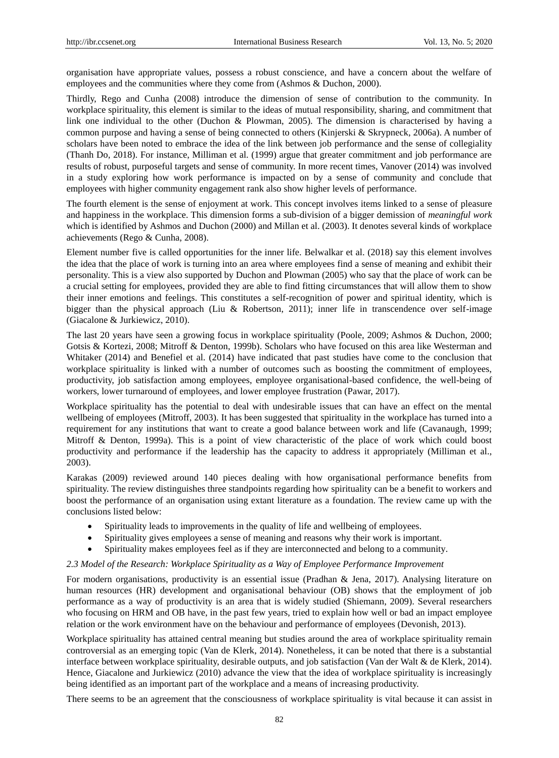organisation have appropriate values, possess a robust conscience, and have a concern about the welfare of employees and the communities where they come from (Ashmos & Duchon, 2000).

Thirdly, Rego and Cunha (2008) introduce the dimension of sense of contribution to the community. In workplace spirituality, this element is similar to the ideas of mutual responsibility, sharing, and commitment that link one individual to the other (Duchon & Plowman, 2005). The dimension is characterised by having a common purpose and having a sense of being connected to others (Kinjerski & Skrypneck, 2006a). A number of scholars have been noted to embrace the idea of the link between job performance and the sense of collegiality (Thanh Do, 2018). For instance, Milliman et al. (1999) argue that greater commitment and job performance are results of robust, purposeful targets and sense of community. In more recent times, Vanover (2014) was involved in a study exploring how work performance is impacted on by a sense of community and conclude that employees with higher community engagement rank also show higher levels of performance.

The fourth element is the sense of enjoyment at work. This concept involves items linked to a sense of pleasure and happiness in the workplace. This dimension forms a sub-division of a bigger demission of *meaningful work* which is identified by Ashmos and Duchon (2000) and Millan et al. (2003). It denotes several kinds of workplace achievements (Rego & Cunha, 2008).

Element number five is called opportunities for the inner life. Belwalkar et al. (2018) say this element involves the idea that the place of work is turning into an area where employees find a sense of meaning and exhibit their personality. This is a view also supported by Duchon and Plowman (2005) who say that the place of work can be a crucial setting for employees, provided they are able to find fitting circumstances that will allow them to show their inner emotions and feelings. This constitutes a self-recognition of power and spiritual identity, which is bigger than the physical approach (Liu & Robertson, 2011); inner life in transcendence over self-image (Giacalone & Jurkiewicz, 2010).

The last 20 years have seen a growing focus in workplace spirituality (Poole, 2009; Ashmos & Duchon, 2000; Gotsis & Kortezi, 2008; Mitroff & Denton, 1999b). Scholars who have focused on this area like Westerman and Whitaker (2014) and Benefiel et al. (2014) have indicated that past studies have come to the conclusion that workplace spirituality is linked with a number of outcomes such as boosting the commitment of employees, productivity, job satisfaction among employees, employee organisational-based confidence, the well-being of workers, lower turnaround of employees, and lower employee frustration (Pawar, 2017).

Workplace spirituality has the potential to deal with undesirable issues that can have an effect on the mental wellbeing of employees (Mitroff, 2003). It has been suggested that spirituality in the workplace has turned into a requirement for any institutions that want to create a good balance between work and life (Cavanaugh, 1999; Mitroff & Denton, 1999a). This is a point of view characteristic of the place of work which could boost productivity and performance if the leadership has the capacity to address it appropriately (Milliman et al., 2003).

Karakas (2009) reviewed around 140 pieces dealing with how organisational performance benefits from spirituality. The review distinguishes three standpoints regarding how spirituality can be a benefit to workers and boost the performance of an organisation using extant literature as a foundation. The review came up with the conclusions listed below:

- Spirituality leads to improvements in the quality of life and wellbeing of employees.
- Spirituality gives employees a sense of meaning and reasons why their work is important.
- Spirituality makes employees feel as if they are interconnected and belong to a community.

### *2.3 Model of the Research: Workplace Spirituality as a Way of Employee Performance Improvement*

For modern organisations, productivity is an essential issue (Pradhan & Jena, 2017). Analysing literature on human resources (HR) development and organisational behaviour (OB) shows that the employment of job performance as a way of productivity is an area that is widely studied (Shiemann, 2009). Several researchers who focusing on HRM and OB have, in the past few years, tried to explain how well or bad an impact employee relation or the work environment have on the behaviour and performance of employees (Devonish, 2013).

Workplace spirituality has attained central meaning but studies around the area of workplace spirituality remain controversial as an emerging topic (Van de Klerk, 2014). Nonetheless, it can be noted that there is a substantial interface between workplace spirituality, desirable outputs, and job satisfaction (Van der Walt & de Klerk, 2014). Hence, Giacalone and Jurkiewicz (2010) advance the view that the idea of workplace spirituality is increasingly being identified as an important part of the workplace and a means of increasing productivity.

There seems to be an agreement that the consciousness of workplace spirituality is vital because it can assist in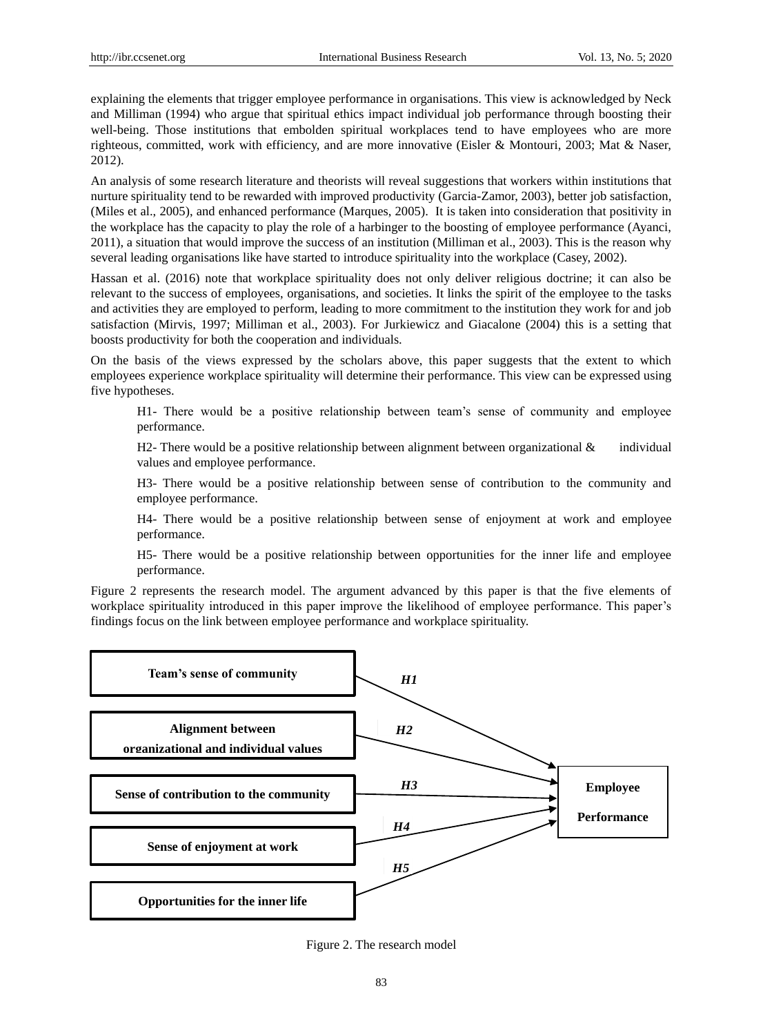explaining the elements that trigger employee performance in organisations. This view is acknowledged by Neck and Milliman (1994) who argue that spiritual ethics impact individual job performance through boosting their well-being. Those institutions that embolden spiritual workplaces tend to have employees who are more righteous, committed, work with efficiency, and are more innovative (Eisler & Montouri, 2003; Mat & Naser, 2012).

An analysis of some research literature and theorists will reveal suggestions that workers within institutions that nurture spirituality tend to be rewarded with improved productivity (Garcia-Zamor, 2003), better job satisfaction, (Miles et al., 2005), and enhanced performance (Marques, 2005). It is taken into consideration that positivity in the workplace has the capacity to play the role of a harbinger to the boosting of employee performance (Ayanci, 2011), a situation that would improve the success of an institution (Milliman et al., 2003). This is the reason why several leading organisations like have started to introduce spirituality into the workplace (Casey, 2002).

Hassan et al. (2016) note that workplace spirituality does not only deliver religious doctrine; it can also be relevant to the success of employees, organisations, and societies. It links the spirit of the employee to the tasks and activities they are employed to perform, leading to more commitment to the institution they work for and job satisfaction (Mirvis, 1997; Milliman et al., 2003). For Jurkiewicz and Giacalone (2004) this is a setting that boosts productivity for both the cooperation and individuals.

On the basis of the views expressed by the scholars above, this paper suggests that the extent to which employees experience workplace spirituality will determine their performance. This view can be expressed using five hypotheses.

H1- There would be a positive relationship between team's sense of community and employee performance.

H2- There would be a positive relationship between alignment between organizational & individual values and employee performance.

H3- There would be a positive relationship between sense of contribution to the community and employee performance.

H4- There would be a positive relationship between sense of enjoyment at work and employee performance.

H5- There would be a positive relationship between opportunities for the inner life and employee performance.

Figure 2 represents the research model. The argument advanced by this paper is that the five elements of workplace spirituality introduced in this paper improve the likelihood of employee performance. This paper's findings focus on the link between employee performance and workplace spirituality.

Figure 2. The research model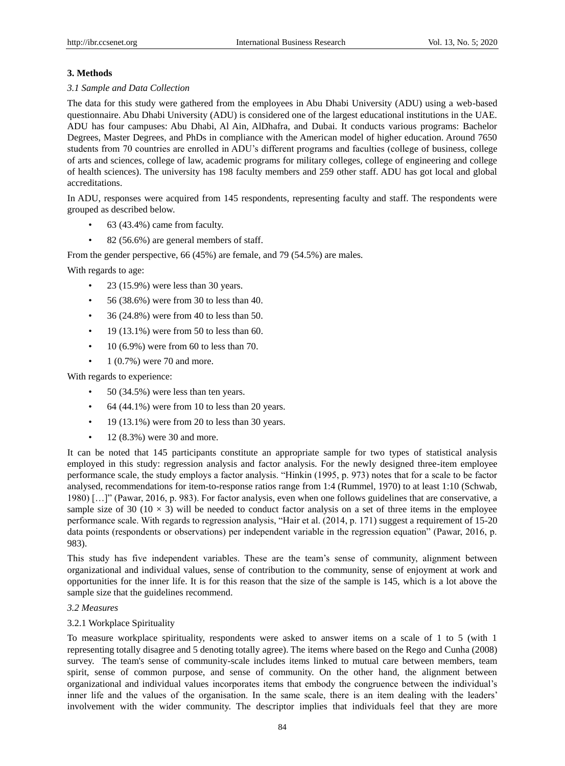## 3. Methods

### *3.1 Sample and Data Collection*

The data for this study were gathered from the employees in Abu Dhabi University (ADU) using a web-based questionnaire. Abu Dhabi University (ADU) is considered one of the largest educational institutions in the UAE. ADU has four campuses: Abu Dhabi, Al Ain, AlDhafra, and Dubai. It conducts various programs: Bachelor Degrees, Master Degrees, and PhDs in compliance with the American model of higher education. Around 7650 students from 70 countries are enrolled in ADU's different programs and faculties (college of business, college of arts and sciences, college of law, academic programs for military colleges, college of engineering and college of health sciences). The university has 198 faculty members and 259 other staff. ADU has got local and global accreditations.

In ADU, responses were acquired from 145 respondents, representing faculty and staff. The respondents were grouped as described below.

- 63 (43.4%) came from faculty.
- 82 (56.6%) are general members of staff.

From the gender perspective, 66 (45%) are female, and 79 (54.5%) are males.

With regards to age:

- 23 (15.9%) were less than 30 years.
- 56 (38.6%) were from 30 to less than 40.
- 36 (24.8%) were from 40 to less than 50.
- 19 (13.1%) were from 50 to less than 60.
- 10 (6.9%) were from 60 to less than 70.
- 1 (0.7%) were 70 and more.

With regards to experience:

- 50 (34.5%) were less than ten years.
- 64 (44.1%) were from 10 to less than 20 years.
- 19 (13.1%) were from 20 to less than 30 years.
- 12 (8.3%) were 30 and more.

It can be noted that 145 participants constitute an appropriate sample for two types of statistical analysis employed in this study: regression analysis and factor analysis. For the newly designed three-item employee performance scale, the study employs a factor analysis. "Hinkin (1995, p. 973) notes that for a scale to be factor analysed, recommendations for item-to-response ratios range from 1:4 (Rummel, 1970) to at least 1:10 (Schwab, 1980) […]" (Pawar, 2016, p. 983). For factor analysis, even when one follows guidelines that are conservative, a sample size of 30 ($10 \times 3$) will be needed to conduct factor analysis on a set of three items in the employee performance scale. With regards to regression analysis, "Hair et al. (2014, p. 171) suggest a requirement of 15-20 data points (respondents or observations) per independent variable in the regression equation" (Pawar, 2016, p. 983).

This study has five independent variables. These are the team's sense of community, alignment between organizational and individual values, sense of contribution to the community, sense of enjoyment at work and opportunities for the inner life. It is for this reason that the size of the sample is 145, which is a lot above the sample size that the guidelines recommend.

### *3.2 Measures*

#### 3.2.1 Workplace Spirituality

To measure workplace spirituality, respondents were asked to answer items on a scale of 1 to 5 (with 1 representing totally disagree and 5 denoting totally agree). The items where based on the Rego and Cunha (2008) survey. The team's sense of community-scale includes items linked to mutual care between members, team spirit, sense of common purpose, and sense of community. On the other hand, the alignment between organizational and individual values incorporates items that embody the congruence between the individual's inner life and the values of the organisation. In the same scale, there is an item dealing with the leaders' involvement with the wider community. The descriptor implies that individuals feel that they are more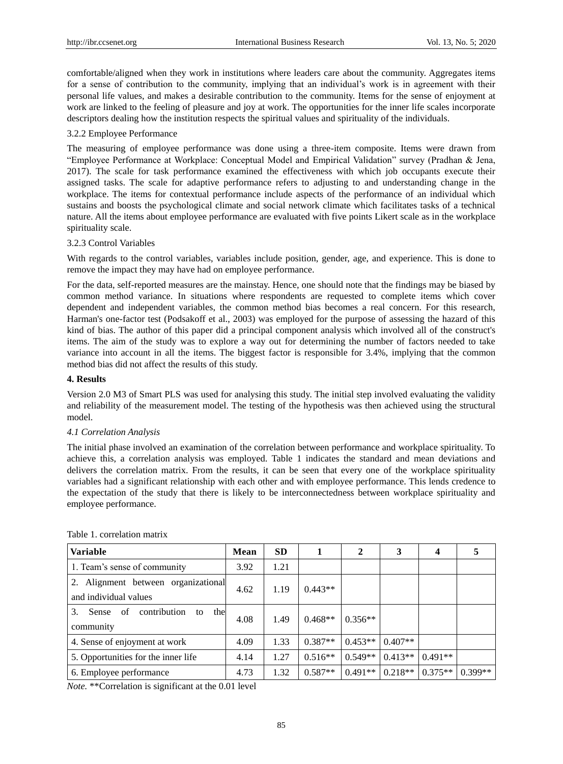comfortable/aligned when they work in institutions where leaders care about the community. Aggregates items for a sense of contribution to the community, implying that an individual's work is in agreement with their personal life values, and makes a desirable contribution to the community. Items for the sense of enjoyment at work are linked to the feeling of pleasure and joy at work. The opportunities for the inner life scales incorporate descriptors dealing how the institution respects the spiritual values and spirituality of the individuals.

3.2.2 Employee Performance

The measuring of employee performance was done using a three-item composite. Items were drawn from "Employee Performance at Workplace: Conceptual Model and Empirical Validation" survey (Pradhan & Jena, 2017). The scale for task performance examined the effectiveness with which job occupants execute their assigned tasks. The scale for adaptive performance refers to adjusting to and understanding change in the workplace. The items for contextual performance include aspects of the performance of an individual which sustains and boosts the psychological climate and social network climate which facilitates tasks of a technical nature. All the items about employee performance are evaluated with five points Likert scale as in the workplace spirituality scale.

3.2.3 Control Variables

With regards to the control variables, variables include position, gender, age, and experience. This is done to remove the impact they may have had on employee performance.

For the data, self-reported measures are the mainstay. Hence, one should note that the findings may be biased by common method variance. In situations where respondents are requested to complete items which cover dependent and independent variables, the common method bias becomes a real concern. For this research, Harman's one-factor test (Podsakoff et al., 2003) was employed for the purpose of assessing the hazard of this kind of bias. The author of this paper did a principal component analysis which involved all of the construct's items. The aim of the study was to explore a way out for determining the number of factors needed to take variance into account in all the items. The biggest factor is responsible for 3.4%, implying that the common method bias did not affect the results of this study.

## 4. Results

Version 2.0 M3 of Smart PLS was used for analysing this study. The initial step involved evaluating the validity and reliability of the measurement model. The testing of the hypothesis was then achieved using the structural model.

### *4.1 Correlation Analysis*

The initial phase involved an examination of the correlation between performance and workplace spirituality. To achieve this, a correlation analysis was employed. Table 1 indicates the standard and mean deviations and delivers the correlation matrix. From the results, it can be seen that every one of the workplace spirituality variables had a significant relationship with each other and with employee performance. This lends credence to the expectation of the study that there is likely to be interconnectedness between workplace spirituality and employee performance.

Table 1. correlation matrix

| Variable | Mean | SD | 1 | 2 | 3 | 4 | 5 |
|---|---|---|---|---|---|---|---|
| 1. Team's sense of community | 3.92 | 1.21 | | | | | |
| 2. Alignment between organizational and individual values | 4.62 | 1.19 | 0.443** | | | | |
| 3. Sense of contribution to the community | 4.08 | 1.49 | 0.468** | 0.356** | | | |
| 4. Sense of enjoyment at work | 4.09 | 1.33 | 0.387** | 0.453** | 0.407** | | |
| 5. Opportunities for the inner life | 4.14 | 1.27 | 0.516** | 0.549** | 0.413** | 0.491** | |
| 6. Employee performance | 4.73 | 1.32 | 0.587** | 0.491** | 0.218** | 0.375** | 0.399** |

*Note.* **Correlation is significant at the 0.01 level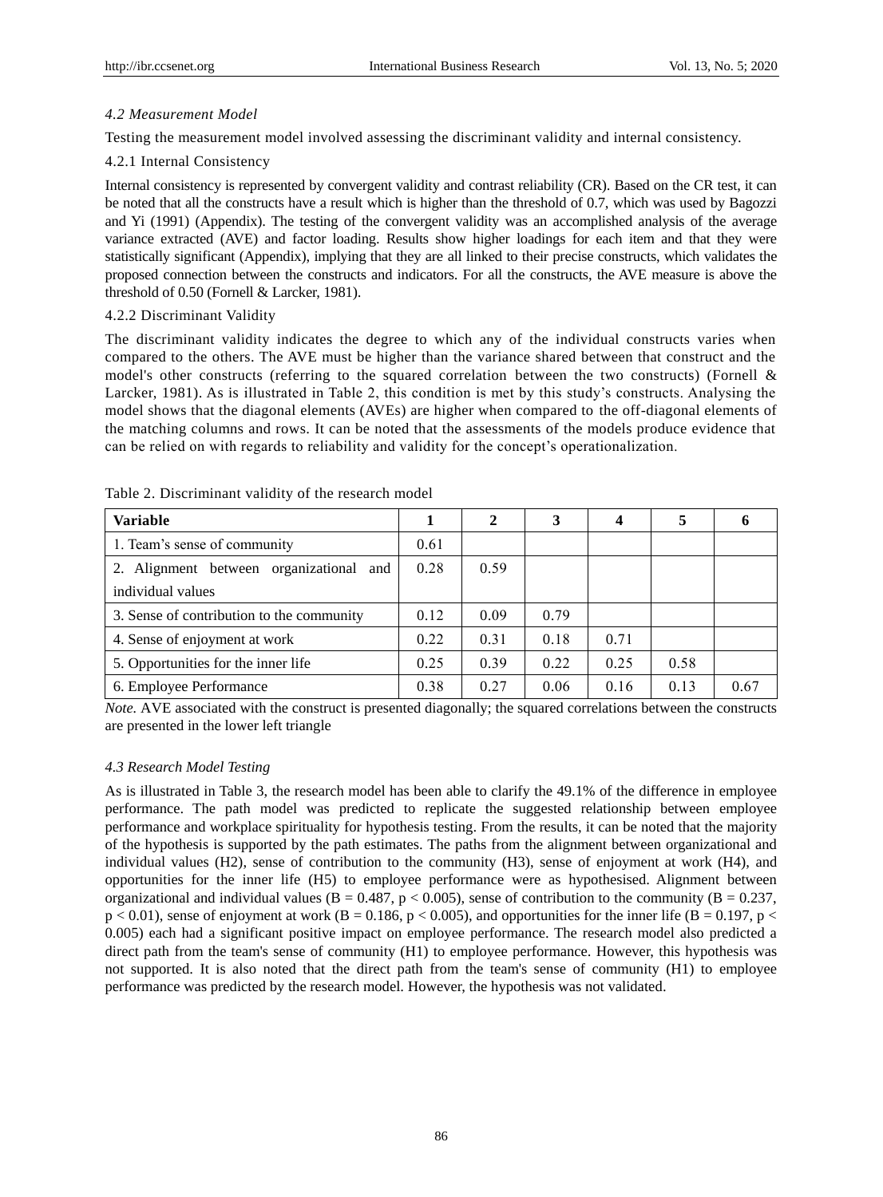### 4.2 Measurement Model

Testing the measurement model involved assessing the discriminant validity and internal consistency.

#### 4.2.1 Internal Consistency

Internal consistency is represented by convergent validity and contrast reliability (CR). Based on the CR test, it can be noted that all the constructs have a result which is higher than the threshold of 0.7, which was used by Bagozzi and Yi (1991) (Appendix). The testing of the convergent validity was an accomplished analysis of the average variance extracted (AVE) and factor loading. Results show higher loadings for each item and that they were statistically significant (Appendix), implying that they are all linked to their precise constructs, which validates the proposed connection between the constructs and indicators. For all the constructs, the AVE measure is above the threshold of 0.50 (Fornell & Larcker, 1981).

#### 4.2.2 Discriminant Validity

The discriminant validity indicates the degree to which any of the individual constructs varies when compared to the others. The AVE must be higher than the variance shared between that construct and the model's other constructs (referring to the squared correlation between the two constructs) (Fornell & Larcker, 1981). As is illustrated in Table 2, this condition is met by this study's constructs. Analysing the model shows that the diagonal elements (AVEs) are higher when compared to the off-diagonal elements of the matching columns and rows. It can be noted that the assessments of the models produce evidence that can be relied on with regards to reliability and validity for the concept's operationalization.

Table 2. Discriminant validity of the research model

| **Variable** | **1** | **2** | **3** | **4** | **5** | **6** |
|---|---|---|---|---|---|---|
| 1. Team's sense of community | 0.61 | | | | | |
| 2. Alignment between organizational and individual values | 0.28 | 0.59 | | | | |
| 3. Sense of contribution to the community | 0.12 | 0.09 | 0.79 | | | |
| 4. Sense of enjoyment at work | 0.22 | 0.31 | 0.18 | 0.71 | | |
| 5. Opportunities for the inner life | 0.25 | 0.39 | 0.22 | 0.25 | 0.58 | |
| 6. Employee Performance | 0.38 | 0.27 | 0.06 | 0.16 | 0.13 | 0.67 |

*Note.* AVE associated with the construct is presented diagonally; the squared correlations between the constructs are presented in the lower left triangle

### 4.3 Research Model Testing

As is illustrated in Table 3, the research model has been able to clarify the 49.1% of the difference in employee performance. The path model was predicted to replicate the suggested relationship between employee performance and workplace spirituality for hypothesis testing. From the results, it can be noted that the majority of the hypothesis is supported by the path estimates. The paths from the alignment between organizational and individual values (H2), sense of contribution to the community (H3), sense of enjoyment at work (H4), and opportunities for the inner life (H5) to employee performance were as hypothesised. Alignment between organizational and individual values ($B = 0.487$, $p < 0.005$), sense of contribution to the community ($B = 0.237$, $p < 0.01$), sense of enjoyment at work ($B = 0.186$, $p < 0.005$), and opportunities for the inner life ($B = 0.197$, $p < 0.005$) each had a significant positive impact on employee performance. The research model also predicted a direct path from the team's sense of community (H1) to employee performance. However, this hypothesis was not supported. It is also noted that the direct path from the team's sense of community (H1) to employee performance was predicted by the research model. However, the hypothesis was not validated.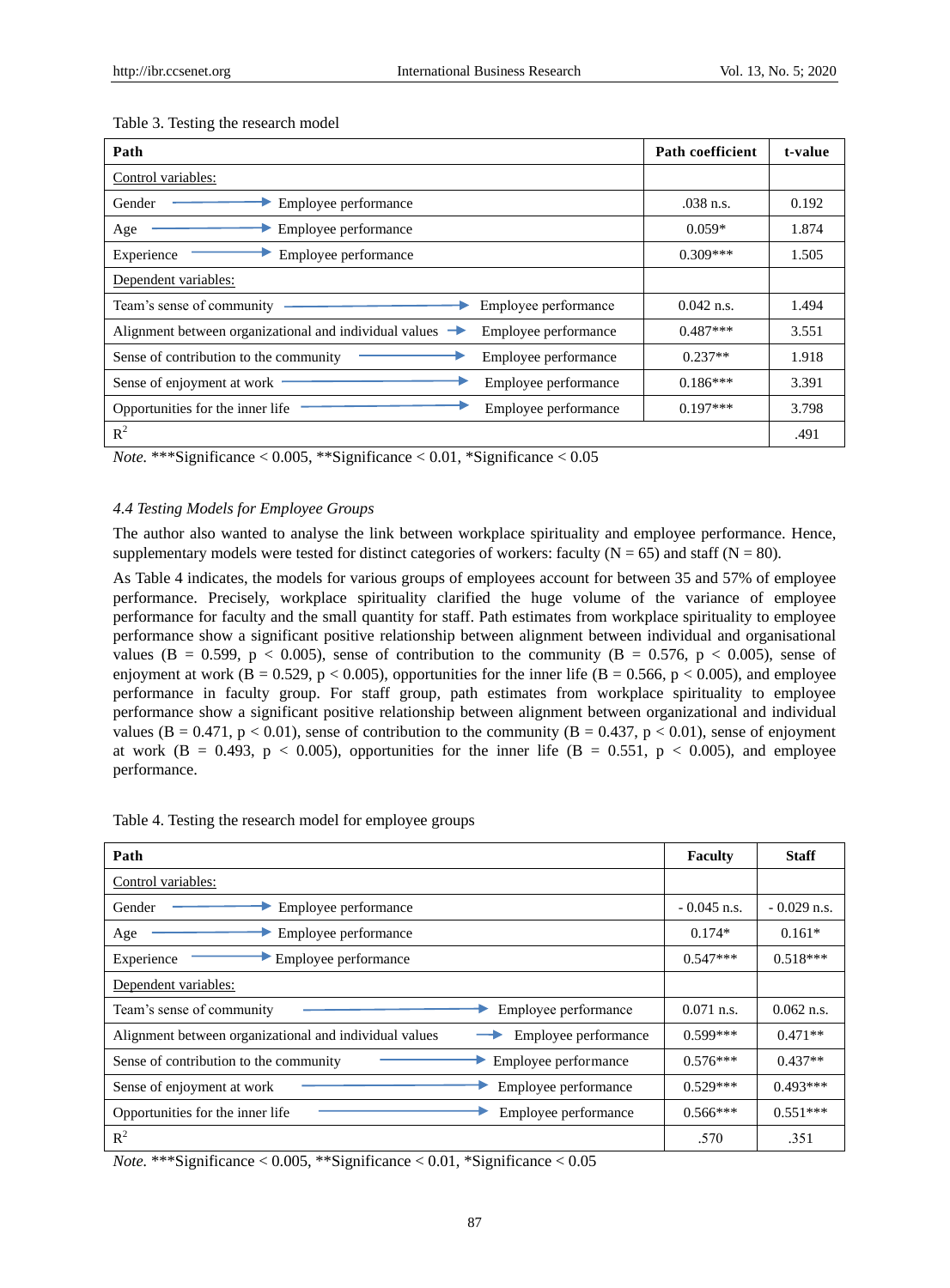Table 3. Testing the research model

| Path | Path coefficient | t-value |
|---|---|---|
| Control variables: | | |
| Gender → Employee performance | .038 n.s. | 0.192 |
| Age → Employee performance | 0.059* | 1.874 |
| Experience → Employee performance | 0.309*** | 1.505 |
| Dependent variables: | | |
| Team's sense of community → Employee performance | 0.042 n.s. | 1.494 |
| Alignment between organizational and individual values → Employee performance | 0.487*** | 3.551 |
| Sense of contribution to the community → Employee performance | 0.237** | 1.918 |
| Sense of enjoyment at work → Employee performance | 0.186*** | 3.391 |
| Opportunities for the inner life → Employee performance | 0.197*** | 3.798 |
| $R^2$ | | .491 |

*Note.* ***Significance < 0.005, **Significance < 0.01, *Significance < 0.05

### *4.4 Testing Models for Employee Groups*

The author also wanted to analyse the link between workplace spirituality and employee performance. Hence, supplementary models were tested for distinct categories of workers: faculty (N = 65) and staff (N = 80).

As Table 4 indicates, the models for various groups of employees account for between 35 and 57% of employee performance. Precisely, workplace spirituality clarified the huge volume of the variance of employee performance for faculty and the small quantity for staff. Path estimates from workplace spirituality to employee performance show a significant positive relationship between alignment between individual and organisational values (B = 0.599, $p < 0.005$), sense of contribution to the community (B = 0.576, $p < 0.005$), sense of enjoyment at work (B = 0.529, $p < 0.005$), opportunities for the inner life (B = 0.566, $p < 0.005$), and employee performance in faculty group. For staff group, path estimates from workplace spirituality to employee performance show a significant positive relationship between alignment between organizational and individual values (B = 0.471, $p < 0.01$), sense of contribution to the community (B = 0.437, $p < 0.01$), sense of enjoyment at work (B = 0.493, $p < 0.005$), opportunities for the inner life (B = 0.551, $p < 0.005$), and employee performance.

Table 4. Testing the research model for employee groups

| Path | Faculty | Staff |
|---|---|---|
| Control variables: | | |
| Gender → Employee performance | - 0.045 n.s. | - 0.029 n.s. |
| Age → Employee performance | 0.174* | 0.161* |
| Experience → Employee performance | 0.547*** | 0.518*** |
| Dependent variables: | | |
| Team's sense of community → Employee performance | 0.071 n.s. | 0.062 n.s. |
| Alignment between organizational and individual values → Employee performance | 0.599*** | 0.471** |
| Sense of contribution to the community → Employee performance | 0.576*** | 0.437** |
| Sense of enjoyment at work → Employee performance | 0.529*** | 0.493*** |
| Opportunities for the inner life → Employee performance | 0.566*** | 0.551*** |
| $R^2$ | .570 | .351 |

*Note.* ***Significance < 0.005, **Significance < 0.01, *Significance < 0.05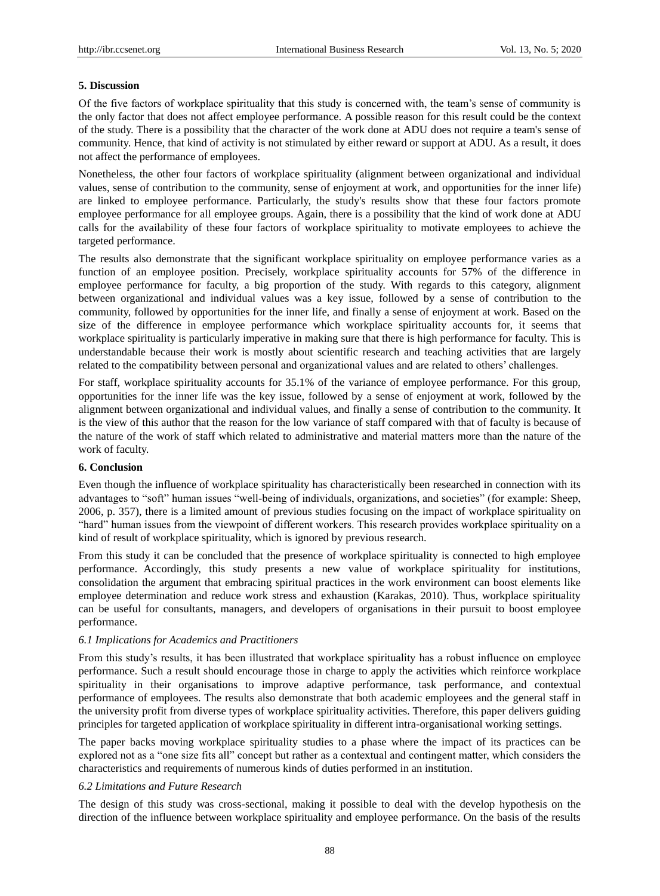## 5. Discussion

Of the five factors of workplace spirituality that this study is concerned with, the team's sense of community is the only factor that does not affect employee performance. A possible reason for this result could be the context of the study. There is a possibility that the character of the work done at ADU does not require a team's sense of community. Hence, that kind of activity is not stimulated by either reward or support at ADU. As a result, it does not affect the performance of employees.

Nonetheless, the other four factors of workplace spirituality (alignment between organizational and individual values, sense of contribution to the community, sense of enjoyment at work, and opportunities for the inner life) are linked to employee performance. Particularly, the study's results show that these four factors promote employee performance for all employee groups. Again, there is a possibility that the kind of work done at ADU calls for the availability of these four factors of workplace spirituality to motivate employees to achieve the targeted performance.

The results also demonstrate that the significant workplace spirituality on employee performance varies as a function of an employee position. Precisely, workplace spirituality accounts for 57% of the difference in employee performance for faculty, a big proportion of the study. With regards to this category, alignment between organizational and individual values was a key issue, followed by a sense of contribution to the community, followed by opportunities for the inner life, and finally a sense of enjoyment at work. Based on the size of the difference in employee performance which workplace spirituality accounts for, it seems that workplace spirituality is particularly imperative in making sure that there is high performance for faculty. This is understandable because their work is mostly about scientific research and teaching activities that are largely related to the compatibility between personal and organizational values and are related to others' challenges.

For staff, workplace spirituality accounts for 35.1% of the variance of employee performance. For this group, opportunities for the inner life was the key issue, followed by a sense of enjoyment at work, followed by the alignment between organizational and individual values, and finally a sense of contribution to the community. It is the view of this author that the reason for the low variance of staff compared with that of faculty is because of the nature of the work of staff which related to administrative and material matters more than the nature of the work of faculty.

## 6. Conclusion

Even though the influence of workplace spirituality has characteristically been researched in connection with its advantages to "soft" human issues "well-being of individuals, organizations, and societies" (for example: Sheep, 2006, p. 357), there is a limited amount of previous studies focusing on the impact of workplace spirituality on "hard" human issues from the viewpoint of different workers. This research provides workplace spirituality on a kind of result of workplace spirituality, which is ignored by previous research.

From this study it can be concluded that the presence of workplace spirituality is connected to high employee performance. Accordingly, this study presents a new value of workplace spirituality for institutions, consolidation the argument that embracing spiritual practices in the work environment can boost elements like employee determination and reduce work stress and exhaustion (Karakas, 2010). Thus, workplace spirituality can be useful for consultants, managers, and developers of organisations in their pursuit to boost employee performance.

### *6.1 Implications for Academics and Practitioners*

From this study's results, it has been illustrated that workplace spirituality has a robust influence on employee performance. Such a result should encourage those in charge to apply the activities which reinforce workplace spirituality in their organisations to improve adaptive performance, task performance, and contextual performance of employees. The results also demonstrate that both academic employees and the general staff in the university profit from diverse types of workplace spirituality activities. Therefore, this paper delivers guiding principles for targeted application of workplace spirituality in different intra-organisational working settings.

The paper backs moving workplace spirituality studies to a phase where the impact of its practices can be explored not as a "one size fits all" concept but rather as a contextual and contingent matter, which considers the characteristics and requirements of numerous kinds of duties performed in an institution.

### *6.2 Limitations and Future Research*

The design of this study was cross-sectional, making it possible to deal with the develop hypothesis on the direction of the influence between workplace spirituality and employee performance. On the basis of the results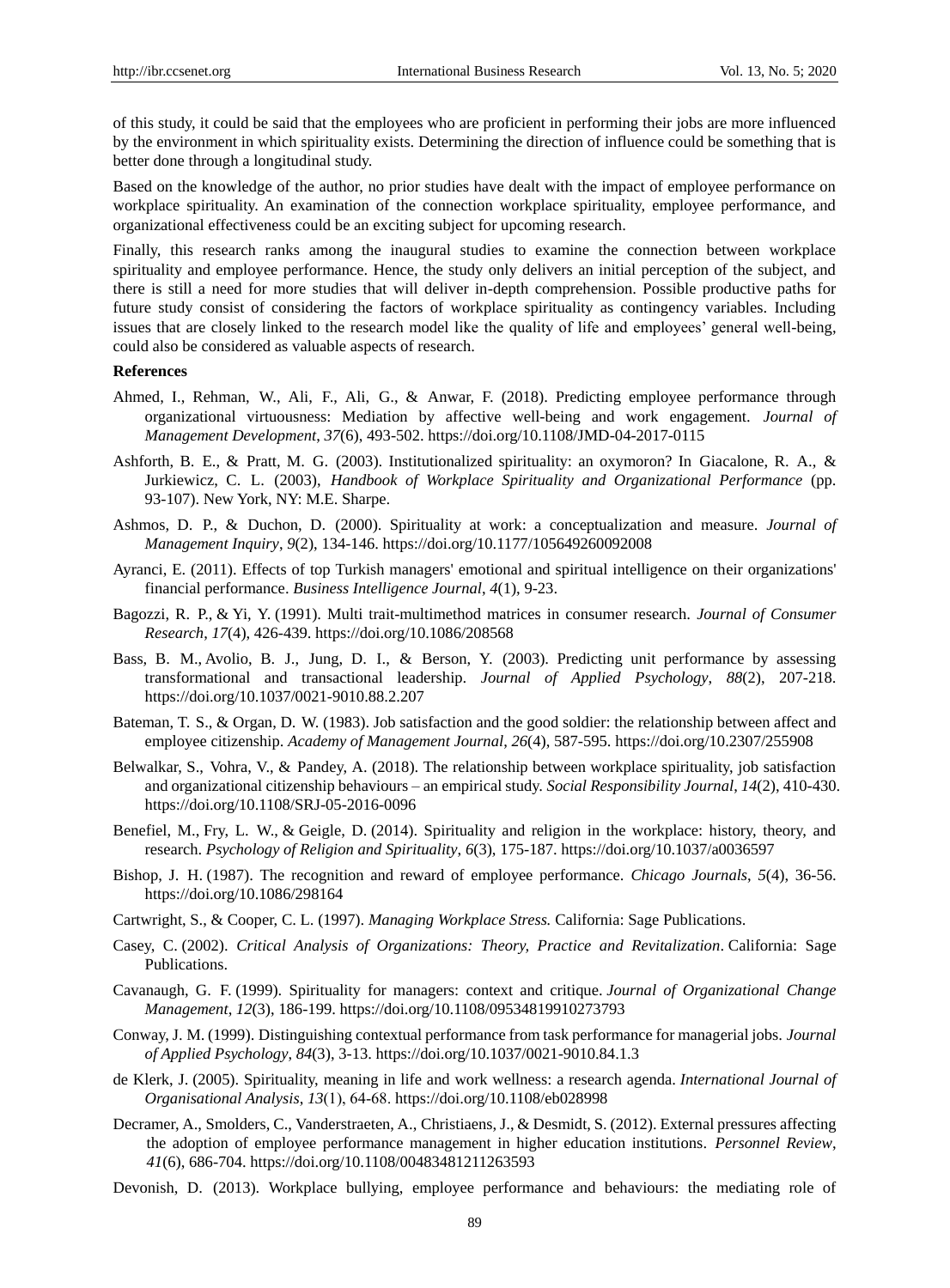of this study, it could be said that the employees who are proficient in performing their jobs are more influenced by the environment in which spirituality exists. Determining the direction of influence could be something that is better done through a longitudinal study.

Based on the knowledge of the author, no prior studies have dealt with the impact of employee performance on workplace spirituality. An examination of the connection workplace spirituality, employee performance, and organizational effectiveness could be an exciting subject for upcoming research.

Finally, this research ranks among the inaugural studies to examine the connection between workplace spirituality and employee performance. Hence, the study only delivers an initial perception of the subject, and there is still a need for more studies that will deliver in-depth comprehension. Possible productive paths for future study consist of considering the factors of workplace spirituality as contingency variables. Including issues that are closely linked to the research model like the quality of life and employees' general well-being, could also be considered as valuable aspects of research.

**References**

Ahmed, I., Rehman, W., Ali, F., Ali, G., & Anwar, F. (2018). Predicting employee performance through organizational virtuousness: Mediation by affective well-being and work engagement. *Journal of Management Development*, *37*(6), 493-502. https://doi.org/10.1108/JMD-04-2017-0115

Ashforth, B. E., & Pratt, M. G. (2003). Institutionalized spirituality: an oxymoron? In Giacalone, R. A., & Jurkiewicz, C. L. (2003), *Handbook of Workplace Spirituality and Organizational Performance* (pp. 93-107). New York, NY: M.E. Sharpe.

Ashmos, D. P., & Duchon, D. (2000). Spirituality at work: a conceptualization and measure. *Journal of Management Inquiry*, *9*(2), 134-146. https://doi.org/10.1177/105649260092008

Ayranci, E. (2011). Effects of top Turkish managers' emotional and spiritual intelligence on their organizations' financial performance. *Business Intelligence Journal*, *4*(1), 9-23.

Bagozzi, R. P., & Yi, Y. (1991). Multi trait-multimethod matrices in consumer research. *Journal of Consumer Research*, *17*(4), 426-439. https://doi.org/10.1086/208568

Bass, B. M., Avolio, B. J., Jung, D. I., & Berson, Y. (2003). Predicting unit performance by assessing transformational and transactional leadership. *Journal of Applied Psychology*, *88*(2), 207-218. https://doi.org/10.1037/0021-9010.88.2.207

Bateman, T. S., & Organ, D. W. (1983). Job satisfaction and the good soldier: the relationship between affect and employee citizenship. *Academy of Management Journal*, *26*(4), 587-595. https://doi.org/10.2307/255908

Belwalkar, S., Vohra, V., & Pandey, A. (2018). The relationship between workplace spirituality, job satisfaction and organizational citizenship behaviours – an empirical study. *Social Responsibility Journal*, *14*(2), 410-430. https://doi.org/10.1108/SRJ-05-2016-0096

Benefiel, M., Fry, L. W., & Geigle, D. (2014). Spirituality and religion in the workplace: history, theory, and research. *Psychology of Religion and Spirituality*, *6*(3), 175-187. https://doi.org/10.1037/a0036597

Bishop, J. H. (1987). The recognition and reward of employee performance. *Chicago Journals*, *5*(4), 36-56. https://doi.org/10.1086/298164

Cartwright, S., & Cooper, C. L. (1997). *Managing Workplace Stress.* California: Sage Publications.

Casey, C. (2002). *Critical Analysis of Organizations: Theory, Practice and Revitalization*. California: Sage Publications.

Cavanaugh, G. F. (1999). Spirituality for managers: context and critique. *Journal of Organizational Change Management*, *12*(3), 186-199. https://doi.org/10.1108/09534819910273793

Conway, J. M. (1999). Distinguishing contextual performance from task performance for managerial jobs. *Journal of Applied Psychology*, *84*(3), 3-13. https://doi.org/10.1037/0021-9010.84.1.3

de Klerk, J. (2005). Spirituality, meaning in life and work wellness: a research agenda. *International Journal of Organisational Analysis*, *13*(1), 64-68. https://doi.org/10.1108/eb028998

Decramer, A., Smolders, C., Vanderstraeten, A., Christiaens, J., & Desmidt, S. (2012). External pressures affecting the adoption of employee performance management in higher education institutions. *Personnel Review*, *41*(6), 686-704. https://doi.org/10.1108/00483481211263593

Devonish, D. (2013). Workplace bullying, employee performance and behaviours: the mediating role of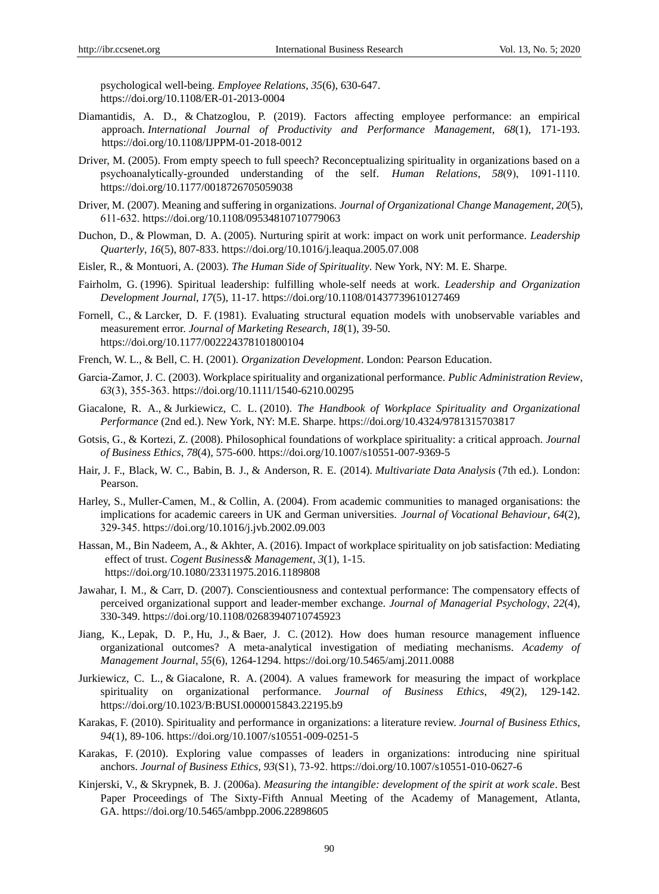psychological well-being. *Employee Relations*, *35*(6), 630-647. https://doi.org/10.1108/ER-01-2013-0004

Diamantidis, A. D., & Chatzoglou, P. (2019). Factors affecting employee performance: an empirical approach. *International Journal of Productivity and Performance Management*, *68*(1), 171-193. https://doi.org/10.1108/IJPPM-01-2018-0012

Driver, M. (2005). From empty speech to full speech? Reconceptualizing spirituality in organizations based on a psychoanalytically-grounded understanding of the self. *Human Relations*, *58*(9), 1091-1110. https://doi.org/10.1177/0018726705059038

Driver, M. (2007). Meaning and suffering in organizations. *Journal of Organizational Change Management*, *20*(5), 611-632. https://doi.org/10.1108/09534810710779063

Duchon, D., & Plowman, D. A. (2005). Nurturing spirit at work: impact on work unit performance. *Leadership Quarterly*, *16*(5), 807-833. https://doi.org/10.1016/j.leaqua.2005.07.008

Eisler, R., & Montuori, A. (2003). *The Human Side of Spirituality*. New York, NY: M. E. Sharpe.

Fairholm, G. (1996). Spiritual leadership: fulfilling whole-self needs at work. *Leadership and Organization Development Journal*, *17*(5), 11-17. https://doi.org/10.1108/01437739610127469

Fornell, C., & Larcker, D. F. (1981). Evaluating structural equation models with unobservable variables and measurement error. *Journal of Marketing Research*, *18*(1), 39-50. https://doi.org/10.1177/002224378101800104

French, W. L., & Bell, C. H. (2001). *Organization Development*. London: Pearson Education.

Garcia-Zamor, J. C. (2003). Workplace spirituality and organizational performance. *Public Administration Review*, *63*(3), 355-363. https://doi.org/10.1111/1540-6210.00295

Giacalone, R. A., & Jurkiewicz, C. L. (2010). *The Handbook of Workplace Spirituality and Organizational Performance* (2nd ed.). New York, NY: M.E. Sharpe. https://doi.org/10.4324/9781315703817

Gotsis, G., & Kortezi, Z. (2008). Philosophical foundations of workplace spirituality: a critical approach. *Journal of Business Ethics*, *78*(4), 575-600. https://doi.org/10.1007/s10551-007-9369-5

Hair, J. F., Black, W. C., Babin, B. J., & Anderson, R. E. (2014). *Multivariate Data Analysis* (7th ed.). London: Pearson.

Harley, S., Muller-Camen, M., & Collin, A. (2004). From academic communities to managed organisations: the implications for academic careers in UK and German universities. *Journal of Vocational Behaviour*, *64*(2), 329-345. https://doi.org/10.1016/j.jvb.2002.09.003

Hassan, M., Bin Nadeem, A., & Akhter, A. (2016). Impact of workplace spirituality on job satisfaction: Mediating effect of trust. *Cogent Business& Management*, *3*(1), 1-15. https://doi.org/10.1080/23311975.2016.1189808

Jawahar, I. M., & Carr, D. (2007). Conscientiousness and contextual performance: The compensatory effects of perceived organizational support and leader-member exchange. *Journal of Managerial Psychology*, *22*(4), 330-349. https://doi.org/10.1108/02683940710745923

Jiang, K., Lepak, D. P., Hu, J., & Baer, J. C. (2012). How does human resource management influence organizational outcomes? A meta-analytical investigation of mediating mechanisms. *Academy of Management Journal*, *55*(6), 1264-1294. https://doi.org/10.5465/amj.2011.0088

Jurkiewicz, C. L., & Giacalone, R. A. (2004). A values framework for measuring the impact of workplace spirituality on organizational performance. *Journal of Business Ethics*, *49*(2), 129-142. https://doi.org/10.1023/B:BUSI.0000015843.22195.b9

Karakas, F. (2010). Spirituality and performance in organizations: a literature review. *Journal of Business Ethics*, *94*(1), 89-106. https://doi.org/10.1007/s10551-009-0251-5

Karakas, F. (2010). Exploring value compasses of leaders in organizations: introducing nine spiritual anchors. *Journal of Business Ethics*, *93*(S1), 73-92. https://doi.org/10.1007/s10551-010-0627-6

Kinjerski, V., & Skrypnek, B. J. (2006a). *Measuring the intangible: development of the spirit at work scale*. Best Paper Proceedings of The Sixty-Fifth Annual Meeting of the Academy of Management, Atlanta, GA. https://doi.org/10.5465/ambpp.2006.22898605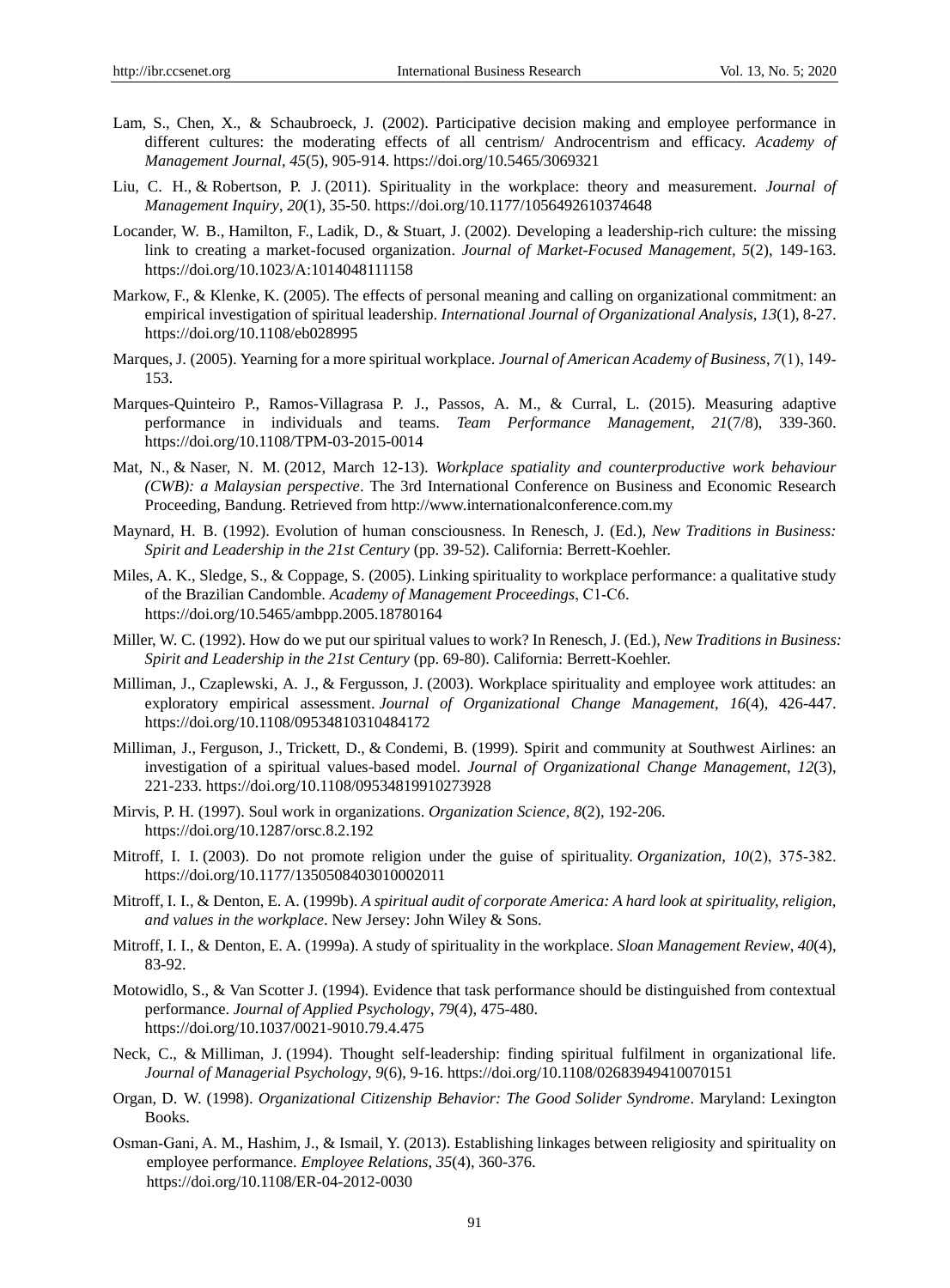Lam, S., Chen, X., & Schaubroeck, J. (2002). Participative decision making and employee performance in different cultures: the moderating effects of all centrism/ Androcentrism and efficacy. *Academy of Management Journal*, *45*(5), 905-914. https://doi.org/10.5465/3069321

Liu, C. H., & Robertson, P. J. (2011). Spirituality in the workplace: theory and measurement. *Journal of Management Inquiry*, *20*(1), 35-50. https://doi.org/10.1177/1056492610374648

Locander, W. B., Hamilton, F., Ladik, D., & Stuart, J. (2002). Developing a leadership-rich culture: the missing link to creating a market-focused organization. *Journal of Market-Focused Management*, *5*(2), 149-163. https://doi.org/10.1023/A:1014048111158

Markow, F., & Klenke, K. (2005). The effects of personal meaning and calling on organizational commitment: an empirical investigation of spiritual leadership. *International Journal of Organizational Analysis*, *13*(1), 8-27. https://doi.org/10.1108/eb028995

Marques, J. (2005). Yearning for a more spiritual workplace. *Journal of American Academy of Business*, *7*(1), 149-153.

Marques-Quinteiro P., Ramos-Villagrasa P. J., Passos, A. M., & Curral, L. (2015). Measuring adaptive performance in individuals and teams. *Team Performance Management*, *21*(7/8), 339-360. https://doi.org/10.1108/TPM-03-2015-0014

Mat, N., & Naser, N. M. (2012, March 12-13). *Workplace spatiality and counterproductive work behaviour (CWB): a Malaysian perspective*. The 3rd International Conference on Business and Economic Research Proceeding, Bandung. Retrieved from http://www.internationalconference.com.my

Maynard, H. B. (1992). Evolution of human consciousness. In Renesch, J. (Ed.), *New Traditions in Business: Spirit and Leadership in the 21st Century* (pp. 39-52). California: Berrett-Koehler.

Miles, A. K., Sledge, S., & Coppage, S. (2005). Linking spirituality to workplace performance: a qualitative study of the Brazilian Candomble. *Academy of Management Proceedings*, C1-C6. https://doi.org/10.5465/ambpp.2005.18780164

Miller, W. C. (1992). How do we put our spiritual values to work? In Renesch, J. (Ed.), *New Traditions in Business: Spirit and Leadership in the 21st Century* (pp. 69-80). California: Berrett-Koehler.

Milliman, J., Czaplewski, A. J., & Fergusson, J. (2003). Workplace spirituality and employee work attitudes: an exploratory empirical assessment. *Journal of Organizational Change Management*, *16*(4), 426-447. https://doi.org/10.1108/09534810310484172

Milliman, J., Ferguson, J., Trickett, D., & Condemi, B. (1999). Spirit and community at Southwest Airlines: an investigation of a spiritual values-based model. *Journal of Organizational Change Management*, *12*(3), 221-233. https://doi.org/10.1108/09534819910273928

Mirvis, P. H. (1997). Soul work in organizations. *Organization Science*, *8*(2), 192-206. https://doi.org/10.1287/orsc.8.2.192

Mitroff, I. I. (2003). Do not promote religion under the guise of spirituality. *Organization*, *10*(2), 375-382. https://doi.org/10.1177/1350508403010002011

Mitroff, I. I., & Denton, E. A. (1999b). *A spiritual audit of corporate America: A hard look at spirituality, religion, and values in the workplace*. New Jersey: John Wiley & Sons.

Mitroff, I. I., & Denton, E. A. (1999a). A study of spirituality in the workplace. *Sloan Management Review*, *40*(4), 83-92.

Motowidlo, S., & Van Scotter J. (1994). Evidence that task performance should be distinguished from contextual performance. *Journal of Applied Psychology*, *79*(4), 475-480. https://doi.org/10.1037/0021-9010.79.4.475

Neck, C., & Milliman, J. (1994). Thought self-leadership: finding spiritual fulfilment in organizational life. *Journal of Managerial Psychology*, *9*(6), 9-16. https://doi.org/10.1108/02683949410070151

Organ, D. W. (1998). *Organizational Citizenship Behavior: The Good Solider Syndrome*. Maryland: Lexington Books.

Osman-Gani, A. M., Hashim, J., & Ismail, Y. (2013). Establishing linkages between religiosity and spirituality on employee performance. *Employee Relations*, *35*(4), 360-376. https://doi.org/10.1108/ER-04-2012-0030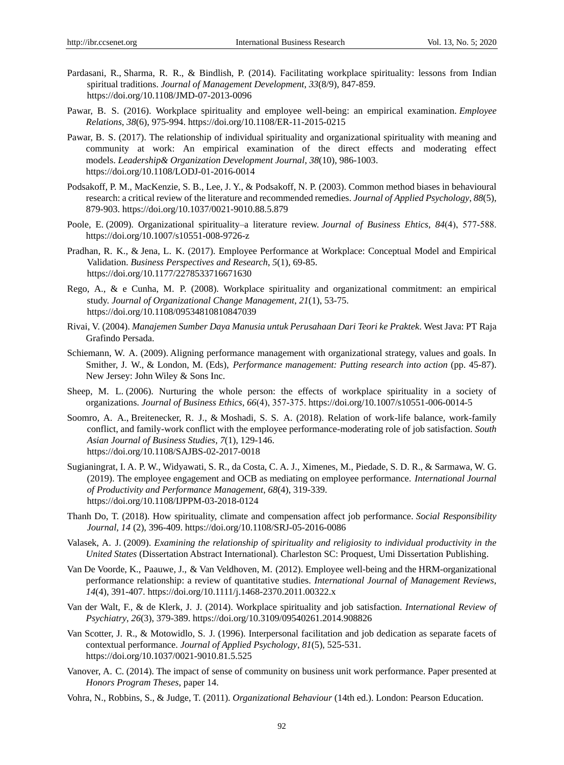Pardasani, R., Sharma, R. R., & Bindlish, P. (2014). Facilitating workplace spirituality: lessons from Indian spiritual traditions. *Journal of Management Development*, *33*(8/9), 847-859. https://doi.org/10.1108/JMD-07-2013-0096

Pawar, B. S. (2016). Workplace spirituality and employee well-being: an empirical examination. *Employee Relations*, *38*(6), 975-994. https://doi.org/10.1108/ER-11-2015-0215

Pawar, B. S. (2017). The relationship of individual spirituality and organizational spirituality with meaning and community at work: An empirical examination of the direct effects and moderating effect models. *Leadership& Organization Development Journal*, *38*(10), 986-1003. https://doi.org/10.1108/LODJ-01-2016-0014

Podsakoff, P. M., MacKenzie, S. B., Lee, J. Y., & Podsakoff, N. P. (2003). Common method biases in behavioural research: a critical review of the literature and recommended remedies. *Journal of Applied Psychology*, *88*(5), 879-903. https://doi.org/10.1037/0021-9010.88.5.879

Poole, E. (2009). Organizational spirituality–a literature review. *Journal of Business Ehtics*, *84*(4), 577-588. https://doi.org/10.1007/s10551-008-9726-z

Pradhan, R. K., & Jena, L. K. (2017). Employee Performance at Workplace: Conceptual Model and Empirical Validation. *Business Perspectives and Research*, *5*(1), 69-85. https://doi.org/10.1177/2278533716671630

Rego, A., & e Cunha, M. P. (2008). Workplace spirituality and organizational commitment: an empirical study. *Journal of Organizational Change Management*, *21*(1), 53-75. https://doi.org/10.1108/09534810810847039

Rivai, V. (2004). *Manajemen Sumber Daya Manusia untuk Perusahaan Dari Teori ke Praktek*. West Java: PT Raja Grafindo Persada.

Schiemann, W. A. (2009). Aligning performance management with organizational strategy, values and goals. In Smither, J. W., & London, M. (Eds), *Performance management: Putting research into action* (pp. 45-87). New Jersey: John Wiley & Sons Inc.

Sheep, M. L. (2006). Nurturing the whole person: the effects of workplace spirituality in a society of organizations. *Journal of Business Ethics*, *66*(4), 357-375. https://doi.org/10.1007/s10551-006-0014-5

Soomro, A. A., Breitenecker, R. J., & Moshadi, S. S. A. (2018). Relation of work-life balance, work-family conflict, and family-work conflict with the employee performance-moderating role of job satisfaction. *South Asian Journal of Business Studies*, *7*(1), 129-146. https://doi.org/10.1108/SAJBS-02-2017-0018

Sugianingrat, I. A. P. W., Widyawati, S. R., da Costa, C. A. J., Ximenes, M., Piedade, S. D. R., & Sarmawa, W. G. (2019). The employee engagement and OCB as mediating on employee performance. *International Journal of Productivity and Performance Management*, *68*(4), 319-339. https://doi.org/10.1108/IJPPM-03-2018-0124

Thanh Do, T. (2018). How spirituality, climate and compensation affect job performance. *Social Responsibility Journal*, *14* (2), 396-409. https://doi.org/10.1108/SRJ-05-2016-0086

Valasek, A. J. (2009). *Examining the relationship of spirituality and religiosity to individual productivity in the United States* (Dissertation Abstract International). Charleston SC: Proquest, Umi Dissertation Publishing.

Van De Voorde, K., Paauwe, J., & Van Veldhoven, M. (2012). Employee well-being and the HRM-organizational performance relationship: a review of quantitative studies. *International Journal of Management Reviews*, *14*(4), 391-407. https://doi.org/10.1111/j.1468-2370.2011.00322.x

Van der Walt, F., & de Klerk, J. J. (2014). Workplace spirituality and job satisfaction. *International Review of Psychiatry*, *26*(3), 379-389. https://doi.org/10.3109/09540261.2014.908826

Van Scotter, J. R., & Motowidlo, S. J. (1996). Interpersonal facilitation and job dedication as separate facets of contextual performance. *Journal of Applied Psychology*, *81*(5), 525-531. https://doi.org/10.1037/0021-9010.81.5.525

Vanover, A. C. (2014). The impact of sense of community on business unit work performance. Paper presented at *Honors Program Theses*, paper 14.

Vohra, N., Robbins, S., & Judge, T. (2011). *Organizational Behaviour* (14th ed.). London: Pearson Education.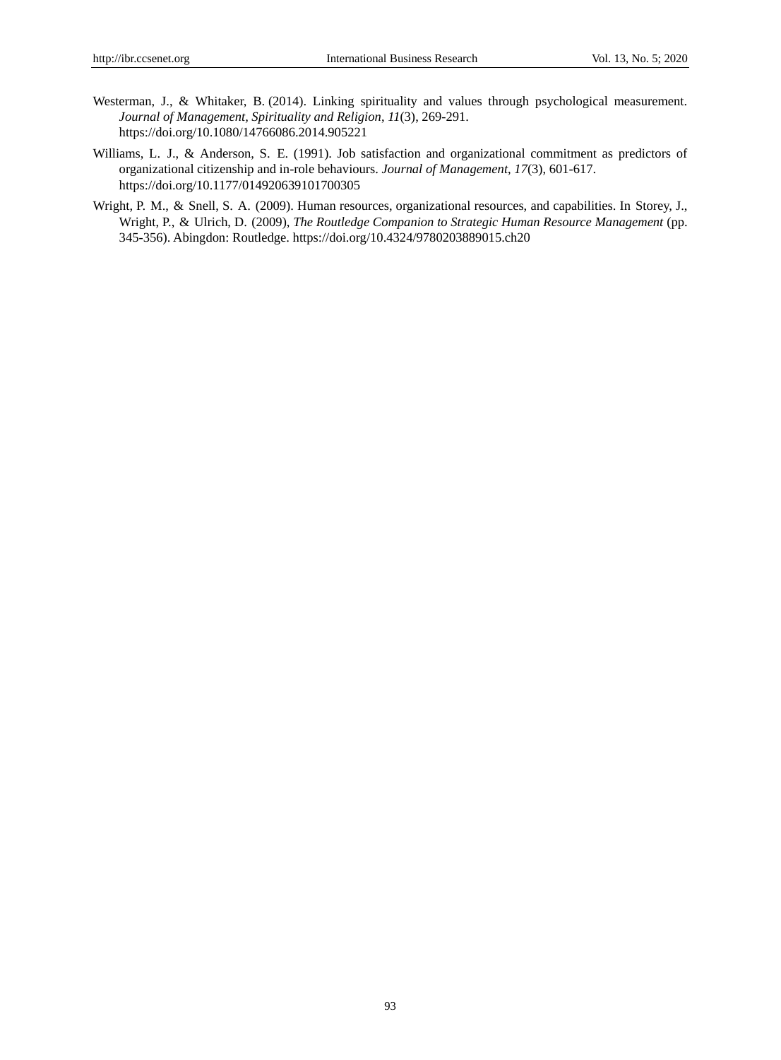Westerman, J., & Whitaker, B. (2014). Linking spirituality and values through psychological measurement. *Journal of Management, Spirituality and Religion*, *11*(3), 269-291. https://doi.org/10.1080/14766086.2014.905221

Williams, L. J., & Anderson, S. E. (1991). Job satisfaction and organizational commitment as predictors of organizational citizenship and in-role behaviours. *Journal of Management*, *17*(3), 601-617. https://doi.org/10.1177/014920639101700305

Wright, P. M., & Snell, S. A. (2009). Human resources, organizational resources, and capabilities. In Storey, J., Wright, P., & Ulrich, D. (2009), *The Routledge Companion to Strategic Human Resource Management* (pp. 345-356). Abingdon: Routledge. https://doi.org/10.4324/9780203889015.ch20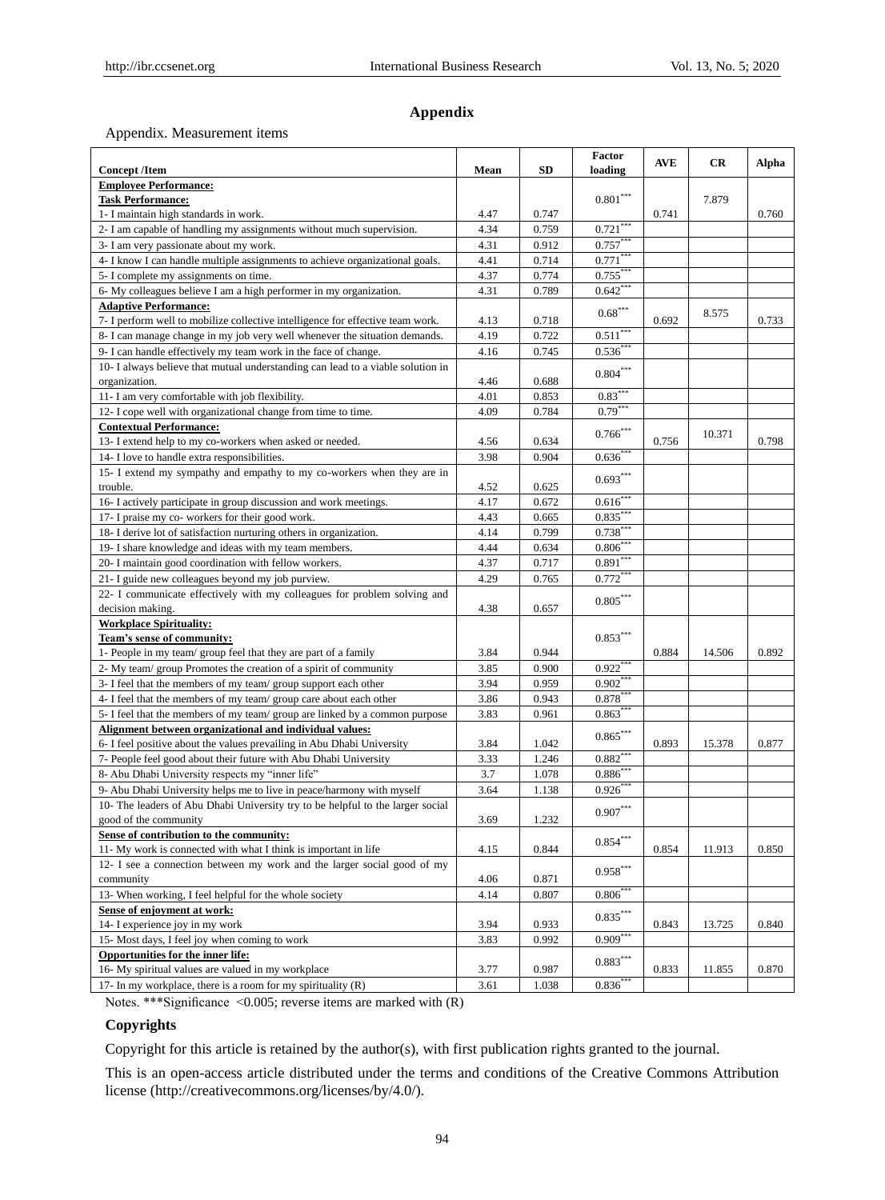## Appendix

Appendix. Measurement items

| Concept /Item | Mean | SD | Factor loading | AVE | CR | Alpha |
|---|---|---|---|---|---|---|
| **Employee Performance:** | | | | | | |
| **Task Performance:** | | | | | | |
| 1- I maintain high standards in work. | 4.47 | 0.747 | 0.801*** | 0.741 | 7.879 | 0.760 |
| 2- I am capable of handling my assignments without much supervision. | 4.34 | 0.759 | 0.721*** | | | |
| 3- I am very passionate about my work. | 4.31 | 0.912 | 0.757*** | | | |
| 4- I know I can handle multiple assignments to achieve organizational goals. | 4.41 | 0.714 | 0.771*** | | | |
| 5- I complete my assignments on time. | 4.37 | 0.774 | 0.755*** | | | |
| 6- My colleagues believe I am a high performer in my organization. | 4.31 | 0.789 | 0.642*** | | | |
| **Adaptive Performance:** | | | | | | |
| 7- I perform well to mobilize collective intelligence for effective team work. | 4.13 | 0.718 | 0.68*** | 0.692 | 8.575 | 0.733 |
| 8- I can manage change in my job very well whenever the situation demands. | 4.19 | 0.722 | 0.511*** | | | |
| 9- I can handle effectively my team work in the face of change. | 4.16 | 0.745 | 0.536*** | | | |
| 10- I always believe that mutual understanding can lead to a viable solution in organization. | 4.46 | 0.688 | 0.804*** | | | |
| 11- I am very comfortable with job flexibility. | 4.01 | 0.853 | 0.83*** | | | |
| 12- I cope well with organizational change from time to time. | 4.09 | 0.784 | 0.79*** | | | |
| **Contextual Performance:** | | | | | | |
| 13- I extend help to my co-workers when asked or needed. | 4.56 | 0.634 | 0.766*** | 0.756 | 10.371 | 0.798 |
| 14- I love to handle extra responsibilities. | 3.98 | 0.904 | 0.636*** | | | |
| 15- I extend my sympathy and empathy to my co-workers when they are in trouble. | 4.52 | 0.625 | 0.693*** | | | |
| 16- I actively participate in group discussion and work meetings. | 4.17 | 0.672 | 0.616*** | | | |
| 17- I praise my co- workers for their good work. | 4.43 | 0.665 | 0.835*** | | | |
| 18- I derive lot of satisfaction nurturing others in organization. | 4.14 | 0.799 | 0.738*** | | | |
| 19- I share knowledge and ideas with my team members. | 4.44 | 0.634 | 0.806*** | | | |
| 20- I maintain good coordination with fellow workers. | 4.37 | 0.717 | 0.891*** | | | |
| 21- I guide new colleagues beyond my job purview. | 4.29 | 0.765 | 0.772*** | | | |
| 22- I communicate effectively with my colleagues for problem solving and decision making. | 4.38 | 0.657 | 0.805*** | | | |
| **Workplace Spirituality:** | | | | | | |
| **Team's sense of community:** | | | | | | |
| 1- People in my team/ group feel that they are part of a family | 3.84 | 0.944 | 0.853*** | 0.884 | 14.506 | 0.892 |
| 2- My team/ group Promotes the creation of a spirit of community | 3.85 | 0.900 | 0.922*** | | | |
| 3- I feel that the members of my team/ group support each other | 3.94 | 0.959 | 0.902*** | | | |
| 4- I feel that the members of my team/ group care about each other | 3.86 | 0.943 | 0.878*** | | | |
| 5- I feel that the members of my team/ group are linked by a common purpose | 3.83 | 0.961 | 0.863*** | | | |
| **Alignment between organizational and individual values:** | | | | | | |
| 6- I feel positive about the values prevailing in Abu Dhabi University | 3.84 | 1.042 | 0.865*** | 0.893 | 15.378 | 0.877 |
| 7- People feel good about their future with Abu Dhabi University | 3.33 | 1.246 | 0.882*** | | | |
| 8- Abu Dhabi University respects my "inner life" | 3.7 | 1.078 | 0.886*** | | | |
| 9- Abu Dhabi University helps me to live in peace/harmony with myself | 3.64 | 1.138 | 0.926*** | | | |
| 10- The leaders of Abu Dhabi University try to be helpful to the larger social good of the community | 3.69 | 1.232 | 0.907*** | | | |
| **Sense of contribution to the community:** | | | | | | |
| 11- My work is connected with what I think is important in life | 4.15 | 0.844 | 0.854*** | 0.854 | 11.913 | 0.850 |
| 12- I see a connection between my work and the larger social good of my community | 4.06 | 0.871 | 0.958*** | | | |
| 13- When working, I feel helpful for the whole society | 4.14 | 0.807 | 0.806*** | | | |
| **Sense of enjoyment at work:** | | | | | | |
| 14- I experience joy in my work | 3.94 | 0.933 | 0.835*** | 0.843 | 13.725 | 0.840 |
| 15- Most days, I feel joy when coming to work | 3.83 | 0.992 | 0.909*** | | | |
| **Opportunities for the inner life:** | | | | | | |
| 16- My spiritual values are valued in my workplace | 3.77 | 0.987 | 0.883*** | 0.833 | 11.855 | 0.870 |
| 17- In my workplace, there is a room for my spirituality (R) | 3.61 | 1.038 | 0.836*** | | | |

Notes. ***Significance <0.005; reverse items are marked with (R)

### Copyrights

Copyright for this article is retained by the author(s), with first publication rights granted to the journal.

This is an open-access article distributed under the terms and conditions of the Creative Commons Attribution license (http://creativecommons.org/licenses/by/4.0/).